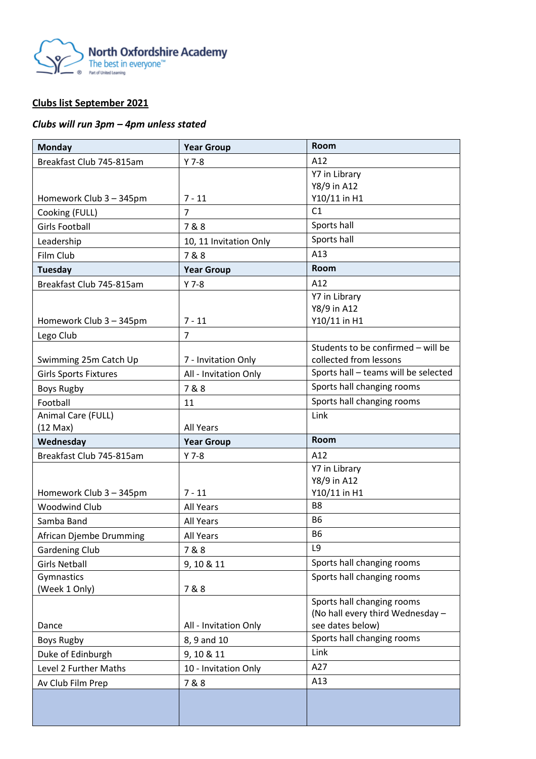North Oxfordshire Academy
The best in everyone™
Part of United Learning

**Clubs list September 2021**

***Clubs will run 3pm – 4pm unless stated***

| Monday | Year Group | Room |
|---|---|---|
| Breakfast Club 745-815am | Y 7-8 | A12 |
| Homework Club 3 – 345pm | 7 - 11 | Y7 in Library<br>Y8/9 in A12<br>Y10/11 in H1 |
| Cooking (FULL) | 7 | C1 |
| Girls Football | 7 & 8 | Sports hall |
| Leadership | 10, 11 Invitation Only | Sports hall |
| Film Club | 7 & 8 | A13 |
| **Tuesday** | **Year Group** | **Room** |
| Breakfast Club 745-815am | Y 7-8 | A12 |
| Homework Club 3 – 345pm | 7 - 11 | Y7 in Library<br>Y8/9 in A12<br>Y10/11 in H1 |
| Lego Club | 7 | |
| Swimming 25m Catch Up | 7 - Invitation Only | Students to be confirmed – will be collected from lessons |
| Girls Sports Fixtures | All - Invitation Only | Sports hall – teams will be selected |
| Boys Rugby | 7 & 8 | Sports hall changing rooms |
| Football | 11 | Sports hall changing rooms |
| Animal Care (FULL)<br>(12 Max) | All Years | Link |
| **Wednesday** | **Year Group** | **Room** |
| Breakfast Club 745-815am | Y 7-8 | A12 |
| Homework Club 3 – 345pm | 7 - 11 | Y7 in Library<br>Y8/9 in A12<br>Y10/11 in H1 |
| Woodwind Club | All Years | B8 |
| Samba Band | All Years | B6 |
| African Djembe Drumming | All Years | B6 |
| Gardening Club | 7 & 8 | L9 |
| Girls Netball | 9, 10 & 11 | Sports hall changing rooms |
| Gymnastics<br>(Week 1 Only) | 7 & 8 | Sports hall changing rooms |
| Dance | All - Invitation Only | Sports hall changing rooms<br>(No hall every third Wednesday – see dates below) |
| Boys Rugby | 8, 9 and 10 | Sports hall changing rooms |
| Duke of Edinburgh | 9, 10 & 11 | Link |
| Level 2 Further Maths | 10 - Invitation Only | A27 |
| Av Club Film Prep | 7 & 8 | A13 |
| | | |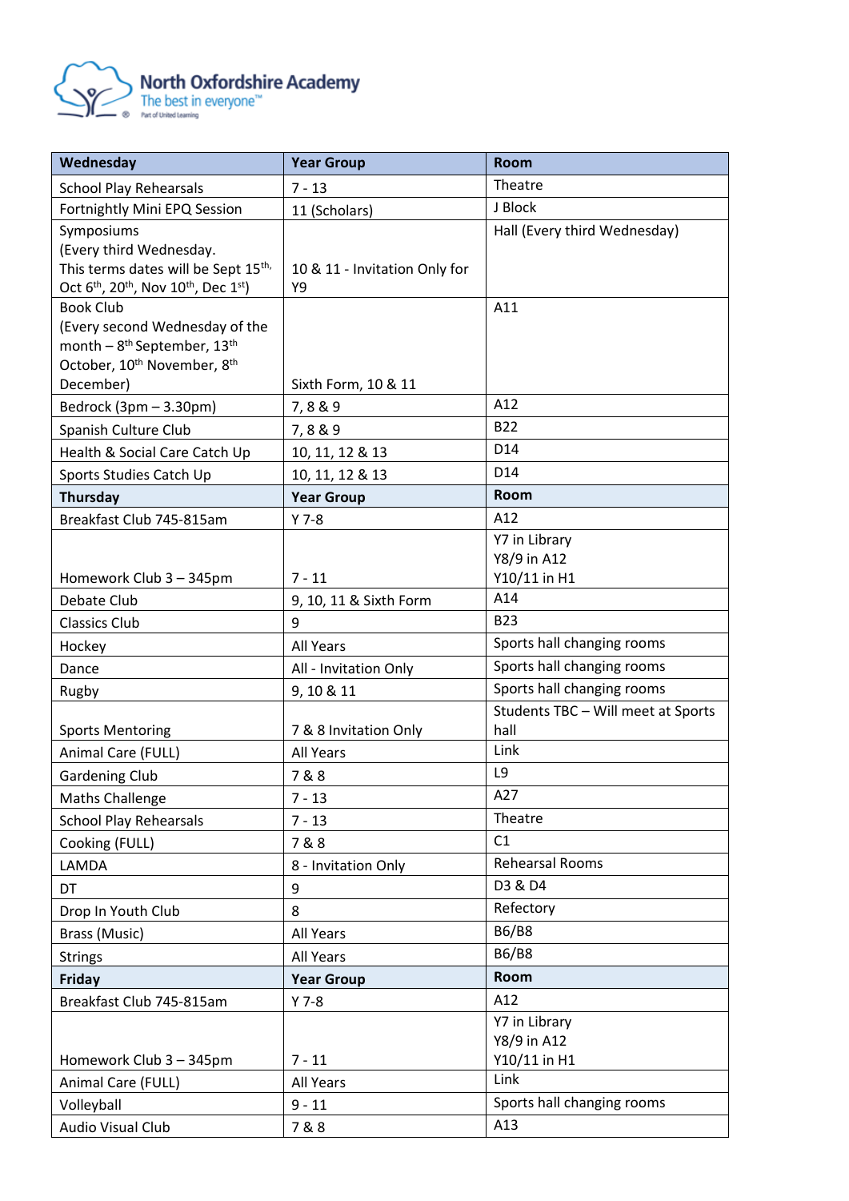**North Oxfordshire Academy**
The best in everyone™
Part of United Learning

| Wednesday | Year Group | Room |
|---|---|---|
| School Play Rehearsals | 7 - 13 | Theatre |
| Fortnightly Mini EPQ Session | 11 (Scholars) | J Block |
| Symposiums (Every third Wednesday. This terms dates will be Sept 15th, Oct 6th, 20th, Nov 10th, Dec 1st) | 10 & 11 - Invitation Only for Y9 | Hall (Every third Wednesday) |
| Book Club (Every second Wednesday of the month – 8th September, 13th October, 10th November, 8th December) | Sixth Form, 10 & 11 | A11 |
| Bedrock (3pm – 3.30pm) | 7, 8 & 9 | A12 |
| Spanish Culture Club | 7, 8 & 9 | B22 |
| Health & Social Care Catch Up | 10, 11, 12 & 13 | D14 |
| Sports Studies Catch Up | 10, 11, 12 & 13 | D14 |
| **Thursday** | **Year Group** | **Room** |
| Breakfast Club 745-815am | Y 7-8 | A12 |
| Homework Club 3 – 345pm | 7 - 11 | Y7 in Library<br>Y8/9 in A12<br>Y10/11 in H1 |
| Debate Club | 9, 10, 11 & Sixth Form | A14 |
| Classics Club | 9 | B23 |
| Hockey | All Years | Sports hall changing rooms |
| Dance | All - Invitation Only | Sports hall changing rooms |
| Rugby | 9, 10 & 11 | Sports hall changing rooms |
| Sports Mentoring | 7 & 8 Invitation Only | Students TBC – Will meet at Sports hall |
| Animal Care (FULL) | All Years | Link |
| Gardening Club | 7 & 8 | L9 |
| Maths Challenge | 7 - 13 | A27 |
| School Play Rehearsals | 7 - 13 | Theatre |
| Cooking (FULL) | 7 & 8 | C1 |
| LAMDA | 8 - Invitation Only | Rehearsal Rooms |
| DT | 9 | D3 & D4 |
| Drop In Youth Club | 8 | Refectory |
| Brass (Music) | All Years | B6/B8 |
| Strings | All Years | B6/B8 |
| **Friday** | **Year Group** | **Room** |
| Breakfast Club 745-815am | Y 7-8 | A12 |
| Homework Club 3 – 345pm | 7 - 11 | Y7 in Library<br>Y8/9 in A12<br>Y10/11 in H1 |
| Animal Care (FULL) | All Years | Link |
| Volleyball | 9 - 11 | Sports hall changing rooms |
| Audio Visual Club | 7 & 8 | A13 |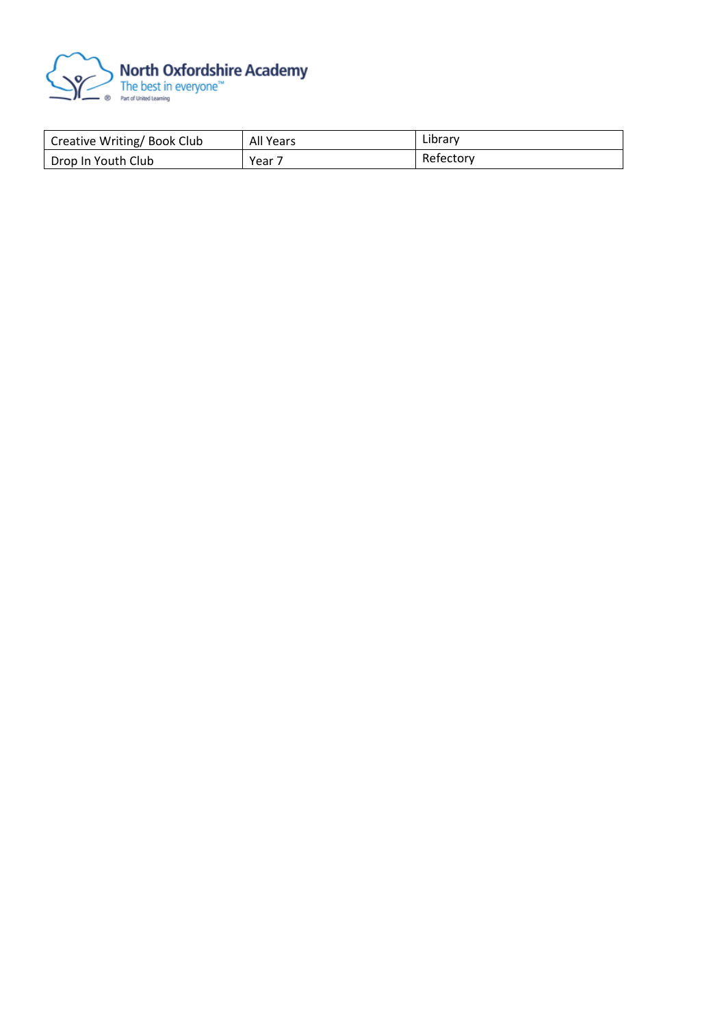North Oxfordshire Academy
The best in everyone™
Part of United Learning

| | | |
|---|---|---|
| Creative Writing/ Book Club | All Years | Library |
| Drop In Youth Club | Year 7 | Refectory |